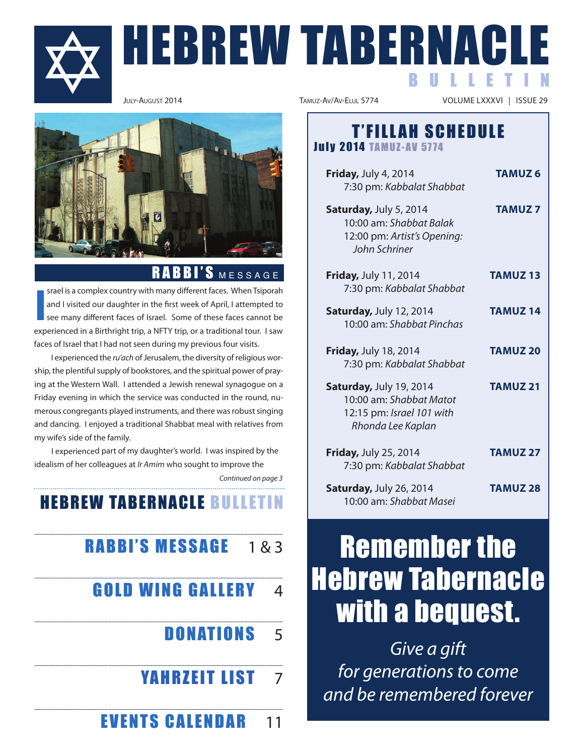# HEBREW TABERNACLE BULLETIN

JULY-AUGUST 2014 | TAMUZ-AV/AV-ELUL 5774 | VOLUME LXXXVI | ISSUE 29

## RABBI'S MESSAGE

Israel is a complex country with many different faces. When Tsiporah and I visited our daughter in the first week of April, I attempted to see many different faces of Israel. Some of these faces cannot be experienced in a Birthright trip, a NFTY trip, or a traditional tour. I saw faces of Israel that I had not seen during my previous four visits.

I experienced the *ru'ach* of Jerusalem, the diversity of religious worship, the plentiful supply of bookstores, and the spiritual power of praying at the Western Wall. I attended a Jewish renewal synagogue on a Friday evening in which the service was conducted in the round, numerous congregants played instruments, and there was robust singing and dancing. I enjoyed a traditional Shabbat meal with relatives from my wife's side of the family.

I experienced part of my daughter's world. I was inspired by the idealism of her colleagues at *Ir Amim* who sought to improve the

*Continued on page 3*

## HEBREW TABERNACLE BULLETIN

| | |
|---|---|
| RABBI'S MESSAGE | 1 & 3 |
| GOLD WING GALLERY | 4 |
| DONATIONS | 5 |
| YAHRZEIT LIST | 7 |
| EVENTS CALENDAR | 11 |

## T'FILLAH SCHEDULE

**July 2014** TAMUZ-AV 5774

**Friday,** July 4, 2014 — **TAMUZ 6**
7:30 pm: *Kabbalat Shabbat*

**Saturday,** July 5, 2014 — **TAMUZ 7**
10:00 am: *Shabbat Balak*
12:00 pm: *Artist's Opening: John Schriner*

**Friday,** July 11, 2014 — **TAMUZ 13**
7:30 pm: *Kabbalat Shabbat*

**Saturday,** July 12, 2014 — **TAMUZ 14**
10:00 am: *Shabbat Pinchas*

**Friday,** July 18, 2014 — **TAMUZ 20**
7:30 pm: *Kabbalat Shabbat*

**Saturday,** July 19, 2014 — **TAMUZ 21**
10:00 am: *Shabbat Matot*
12:15 pm: *Israel 101 with Rhonda Lee Kaplan*

**Friday,** July 25, 2014 — **TAMUZ 27**
7:30 pm: *Kabbalat Shabbat*

**Saturday,** July 26, 2014 — **TAMUZ 28**
10:00 am: *Shabbat Masei*

## Remember the Hebrew Tabernacle with a bequest.

*Give a gift for generations to come and be remembered forever*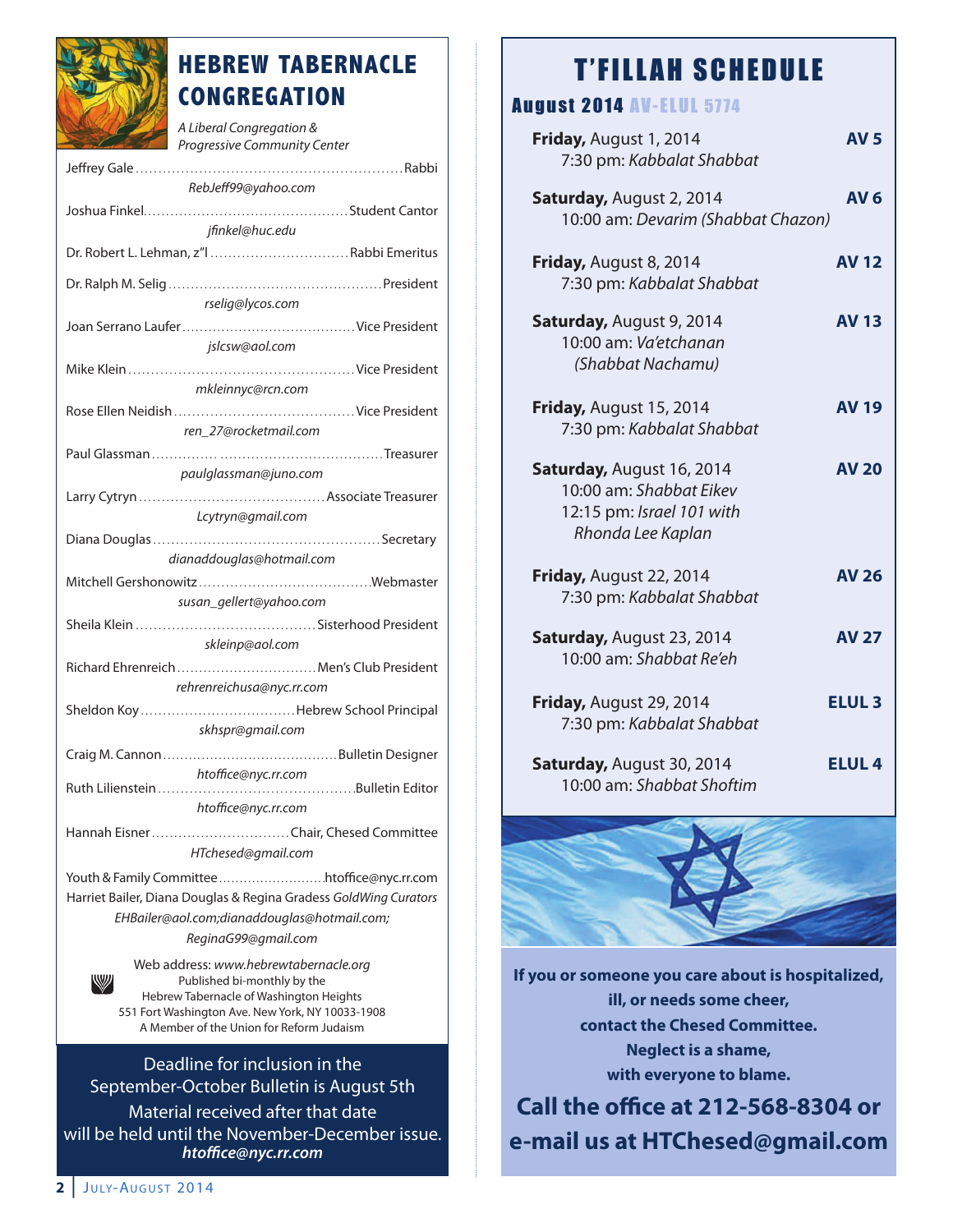# HEBREW TABERNACLE CONGREGATION

*A Liberal Congregation & Progressive Community Center*

Jeffrey Gale .......... Rabbi
*RebJeff99@yahoo.com*

Joshua Finkel .......... Student Cantor
*jfinkel@huc.edu*

Dr. Robert L. Lehman, z"l .......... Rabbi Emeritus

Dr. Ralph M. Selig .......... President
*rselig@lycos.com*

Joan Serrano Laufer .......... Vice President
*jslcsw@aol.com*

Mike Klein .......... Vice President
*mkleinnyc@rcn.com*

Rose Ellen Neidish .......... Vice President
*ren_27@rocketmail.com*

Paul Glassman .......... Treasurer
*paulglassman@juno.com*

Larry Cytryn .......... Associate Treasurer
*Lcytryn@gmail.com*

Diana Douglas .......... Secretary
*dianaddouglas@hotmail.com*

Mitchell Gershonowitz .......... Webmaster
*susan_gellert@yahoo.com*

Sheila Klein .......... Sisterhood President
*skleinp@aol.com*

Richard Ehrenreich .......... Men's Club President
*rehrenreichusa@nyc.rr.com*

Sheldon Koy .......... Hebrew School Principal
*skhspr@gmail.com*

Craig M. Cannon .......... Bulletin Designer
*htoffice@nyc.rr.com*

Ruth Lilienstein .......... Bulletin Editor
*htoffice@nyc.rr.com*

Hannah Eisner .......... Chair, Chesed Committee
*HTchesed@gmail.com*

Youth & Family Committee .......... htoffice@nyc.rr.com

Harriet Bailer, Diana Douglas & Regina Gradess *GoldWing Curators*
*EHBailer@aol.com;dianaddouglas@hotmail.com; ReginaG99@gmail.com*

Web address: *www.hebrewtabernacle.org*
Published bi-monthly by the
Hebrew Tabernacle of Washington Heights
551 Fort Washington Ave. New York, NY 10033-1908
A Member of the Union for Reform Judaism

Deadline for inclusion in the September-October Bulletin is August 5th
Material received after that date will be held until the November-December issue.
***htoffice@nyc.rr.com***

# T'FILLAH SCHEDULE

## August 2014 AV-ELUL 5774

**Friday,** August 1, 2014 — **AV 5**
7:30 pm: *Kabbalat Shabbat*

**Saturday,** August 2, 2014 — **AV 6**
10:00 am: *Devarim (Shabbat Chazon)*

**Friday,** August 8, 2014 — **AV 12**
7:30 pm: *Kabbalat Shabbat*

**Saturday,** August 9, 2014 — **AV 13**
10:00 am: *Va'etchanan (Shabbat Nachamu)*

**Friday,** August 15, 2014 — **AV 19**
7:30 pm: *Kabbalat Shabbat*

**Saturday,** August 16, 2014 — **AV 20**
10:00 am: *Shabbat Eikev*
12:15 pm: *Israel 101 with Rhonda Lee Kaplan*

**Friday,** August 22, 2014 — **AV 26**
7:30 pm: *Kabbalat Shabbat*

**Saturday,** August 23, 2014 — **AV 27**
10:00 am: *Shabbat Re'eh*

**Friday,** August 29, 2014 — **ELUL 3**
7:30 pm: *Kabbalat Shabbat*

**Saturday,** August 30, 2014 — **ELUL 4**
10:00 am: *Shabbat Shoftim*

**If you or someone you care about is hospitalized, ill, or needs some cheer, contact the Chesed Committee. Neglect is a shame, with everyone to blame.**

**Call the office at 212-568-8304 or e-mail us at HTChesed@gmail.com**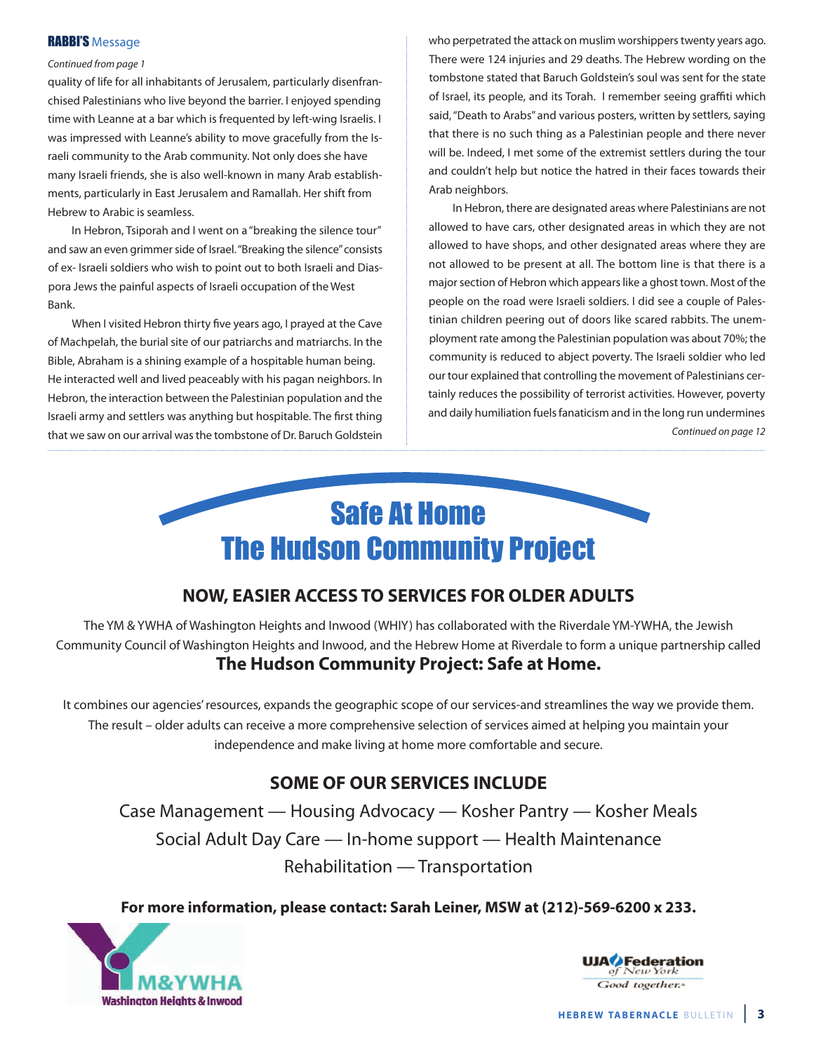## RABBI'S Message

*Continued from page 1*

quality of life for all inhabitants of Jerusalem, particularly disenfranchised Palestinians who live beyond the barrier. I enjoyed spending time with Leanne at a bar which is frequented by left-wing Israelis. I was impressed with Leanne's ability to move gracefully from the Israeli community to the Arab community. Not only does she have many Israeli friends, she is also well-known in many Arab establishments, particularly in East Jerusalem and Ramallah. Her shift from Hebrew to Arabic is seamless.

In Hebron, Tsiporah and I went on a "breaking the silence tour" and saw an even grimmer side of Israel. "Breaking the silence" consists of ex- Israeli soldiers who wish to point out to both Israeli and Diaspora Jews the painful aspects of Israeli occupation of the West Bank.

When I visited Hebron thirty five years ago, I prayed at the Cave of Machpelah, the burial site of our patriarchs and matriarchs. In the Bible, Abraham is a shining example of a hospitable human being. He interacted well and lived peaceably with his pagan neighbors. In Hebron, the interaction between the Palestinian population and the Israeli army and settlers was anything but hospitable. The first thing that we saw on our arrival was the tombstone of Dr. Baruch Goldstein who perpetrated the attack on muslim worshippers twenty years ago. There were 124 injuries and 29 deaths. The Hebrew wording on the tombstone stated that Baruch Goldstein's soul was sent for the state of Israel, its people, and its Torah. I remember seeing graffiti which said, "Death to Arabs" and various posters, written by settlers, saying that there is no such thing as a Palestinian people and there never will be. Indeed, I met some of the extremist settlers during the tour and couldn't help but notice the hatred in their faces towards their Arab neighbors.

In Hebron, there are designated areas where Palestinians are not allowed to have cars, other designated areas in which they are not allowed to have shops, and other designated areas where they are not allowed to be present at all. The bottom line is that there is a major section of Hebron which appears like a ghost town. Most of the people on the road were Israeli soldiers. I did see a couple of Palestinian children peering out of doors like scared rabbits. The unemployment rate among the Palestinian population was about 70%; the community is reduced to abject poverty. The Israeli soldier who led our tour explained that controlling the movement of Palestinians certainly reduces the possibility of terrorist activities. However, poverty and daily humiliation fuels fanaticism and in the long run undermines

*Continued on page 12*

# Safe At Home
# The Hudson Community Project

### NOW, EASIER ACCESS TO SERVICES FOR OLDER ADULTS

The YM & YWHA of Washington Heights and Inwood (WHIY) has collaborated with the Riverdale YM-YWHA, the Jewish Community Council of Washington Heights and Inwood, and the Hebrew Home at Riverdale to form a unique partnership called **The Hudson Community Project: Safe at Home.**

It combines our agencies' resources, expands the geographic scope of our services-and streamlines the way we provide them. The result – older adults can receive a more comprehensive selection of services aimed at helping you maintain your independence and make living at home more comfortable and secure.

### SOME OF OUR SERVICES INCLUDE

Case Management — Housing Advocacy — Kosher Pantry — Kosher Meals
Social Adult Day Care — In-home support — Health Maintenance
Rehabilitation — Transportation

**For more information, please contact: Sarah Leiner, MSW at (212)-569-6200 x 233.**

YM&YWHA Washington Heights & Inwood

UJA Federation of New York — Good together.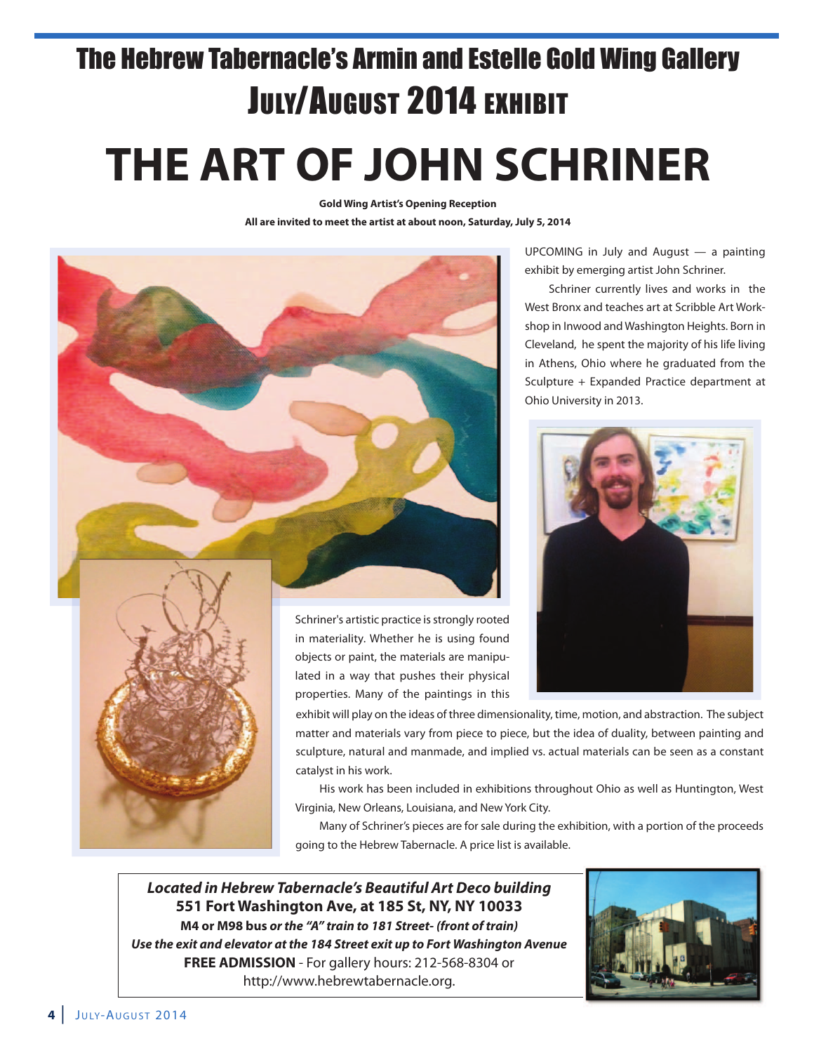# The Hebrew Tabernacle's Armin and Estelle Gold Wing Gallery

## July/August 2014 Exhibit

# THE ART OF JOHN SCHRINER

**Gold Wing Artist's Opening Reception**

**All are invited to meet the artist at about noon, Saturday, July 5, 2014**

UPCOMING in July and August — a painting exhibit by emerging artist John Schriner.

Schriner currently lives and works in the West Bronx and teaches art at Scribble Art Workshop in Inwood and Washington Heights. Born in Cleveland, he spent the majority of his life living in Athens, Ohio where he graduated from the Sculpture + Expanded Practice department at Ohio University in 2013.

Schriner's artistic practice is strongly rooted in materiality. Whether he is using found objects or paint, the materials are manipulated in a way that pushes their physical properties. Many of the paintings in this exhibit will play on the ideas of three dimensionality, time, motion, and abstraction. The subject matter and materials vary from piece to piece, but the idea of duality, between painting and sculpture, natural and manmade, and implied vs. actual materials can be seen as a constant catalyst in his work.

His work has been included in exhibitions throughout Ohio as well as Huntington, West Virginia, New Orleans, Louisiana, and New York City.

Many of Schriner's pieces are for sale during the exhibition, with a portion of the proceeds going to the Hebrew Tabernacle. A price list is available.

***Located in Hebrew Tabernacle's Beautiful Art Deco building***
**551 Fort Washington Ave, at 185 St, NY, NY 10033**
**M4 or M98 bus *or the "A" train to 181 Street- (front of train)***
***Use the exit and elevator at the 184 Street exit up to Fort Washington Avenue***
**FREE ADMISSION** - For gallery hours: 212-568-8304 or http://www.hebrewtabernacle.org.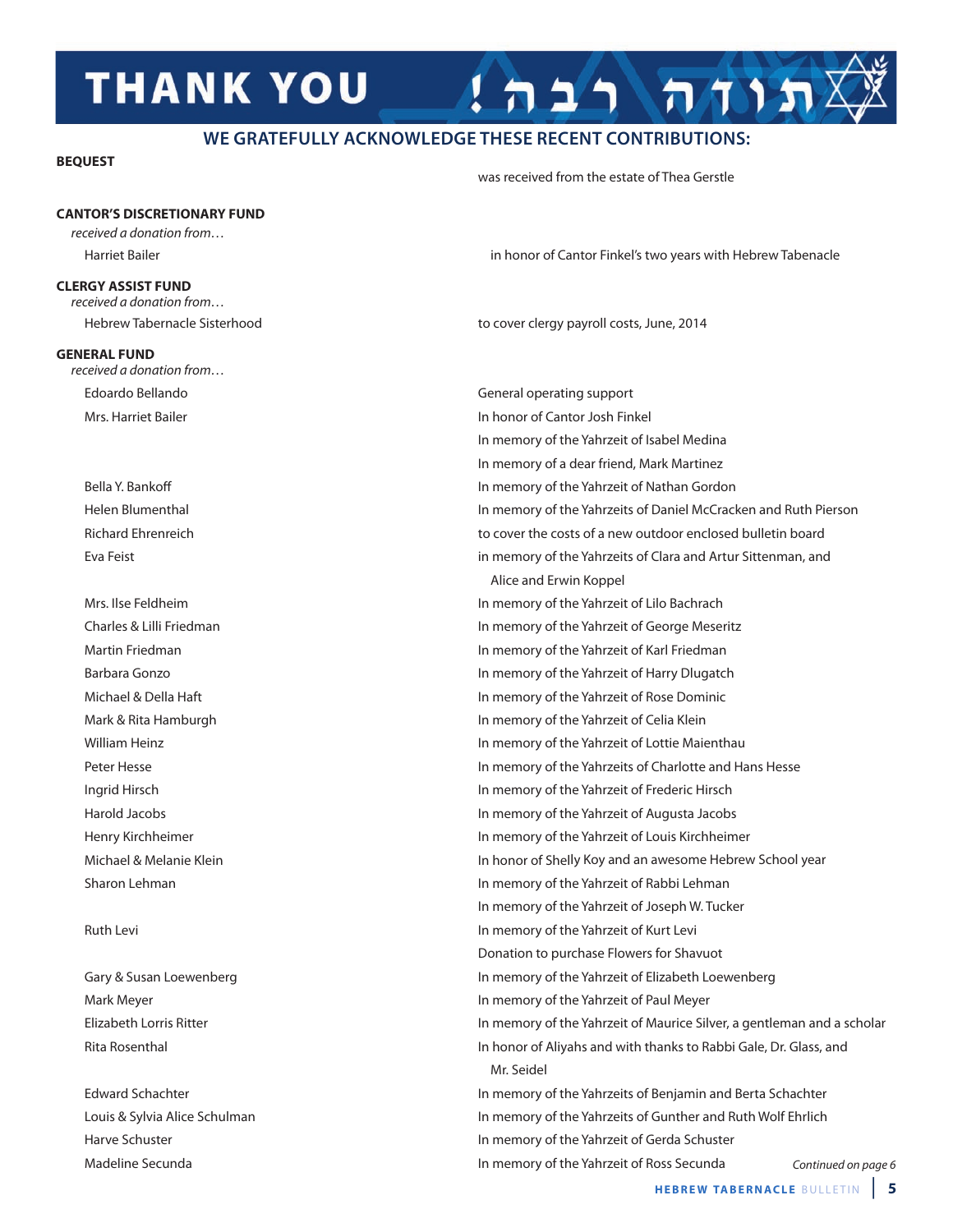# THANK YOU !תודה רבה

## WE GRATEFULLY ACKNOWLEDGE THESE RECENT CONTRIBUTIONS:

**BEQUEST**

was received from the estate of Thea Gerstle

**CANTOR'S DISCRETIONARY FUND**

*received a donation from…*

| Donor | Purpose |
|---|---|
| Harriet Bailer | in honor of Cantor Finkel's two years with Hebrew Tabenacle |

**CLERGY ASSIST FUND**

*received a donation from…*

| Donor | Purpose |
|---|---|
| Hebrew Tabernacle Sisterhood | to cover clergy payroll costs, June, 2014 |

**GENERAL FUND**

*received a donation from…*

| Donor | Purpose |
|---|---|
| Edoardo Bellando | General operating support |
| Mrs. Harriet Bailer | In honor of Cantor Josh Finkel |
| | In memory of the Yahrzeit of Isabel Medina |
| | In memory of a dear friend, Mark Martinez |
| Bella Y. Bankoff | In memory of the Yahrzeit of Nathan Gordon |
| Helen Blumenthal | In memory of the Yahrzeits of Daniel McCracken and Ruth Pierson |
| Richard Ehrenreich | to cover the costs of a new outdoor enclosed bulletin board |
| Eva Feist | in memory of the Yahrzeits of Clara and Artur Sittenman, and Alice and Erwin Koppel |
| Mrs. Ilse Feldheim | In memory of the Yahrzeit of Lilo Bachrach |
| Charles & Lilli Friedman | In memory of the Yahrzeit of George Meseritz |
| Martin Friedman | In memory of the Yahrzeit of Karl Friedman |
| Barbara Gonzo | In memory of the Yahrzeit of Harry Dlugatch |
| Michael & Della Haft | In memory of the Yahrzeit of Rose Dominic |
| Mark & Rita Hamburgh | In memory of the Yahrzeit of Celia Klein |
| William Heinz | In memory of the Yahrzeit of Lottie Maienthau |
| Peter Hesse | In memory of the Yahrzeits of Charlotte and Hans Hesse |
| Ingrid Hirsch | In memory of the Yahrzeit of Frederic Hirsch |
| Harold Jacobs | In memory of the Yahrzeit of Augusta Jacobs |
| Henry Kirchheimer | In memory of the Yahrzeit of Louis Kirchheimer |
| Michael & Melanie Klein | In honor of Shelly Koy and an awesome Hebrew School year |
| Sharon Lehman | In memory of the Yahrzeit of Rabbi Lehman |
| | In memory of the Yahrzeit of Joseph W. Tucker |
| Ruth Levi | In memory of the Yahrzeit of Kurt Levi |
| | Donation to purchase Flowers for Shavuot |
| Gary & Susan Loewenberg | In memory of the Yahrzeit of Elizabeth Loewenberg |
| Mark Meyer | In memory of the Yahrzeit of Paul Meyer |
| Elizabeth Lorris Ritter | In memory of the Yahrzeit of Maurice Silver, a gentleman and a scholar |
| Rita Rosenthal | In honor of Aliyahs and with thanks to Rabbi Gale, Dr. Glass, and Mr. Seidel |
| Edward Schachter | In memory of the Yahrzeits of Benjamin and Berta Schachter |
| Louis & Sylvia Alice Schulman | In memory of the Yahrzeits of Gunther and Ruth Wolf Ehrlich |
| Harve Schuster | In memory of the Yahrzeit of Gerda Schuster |
| Madeline Secunda | In memory of the Yahrzeit of Ross Secunda |

*Continued on page 6*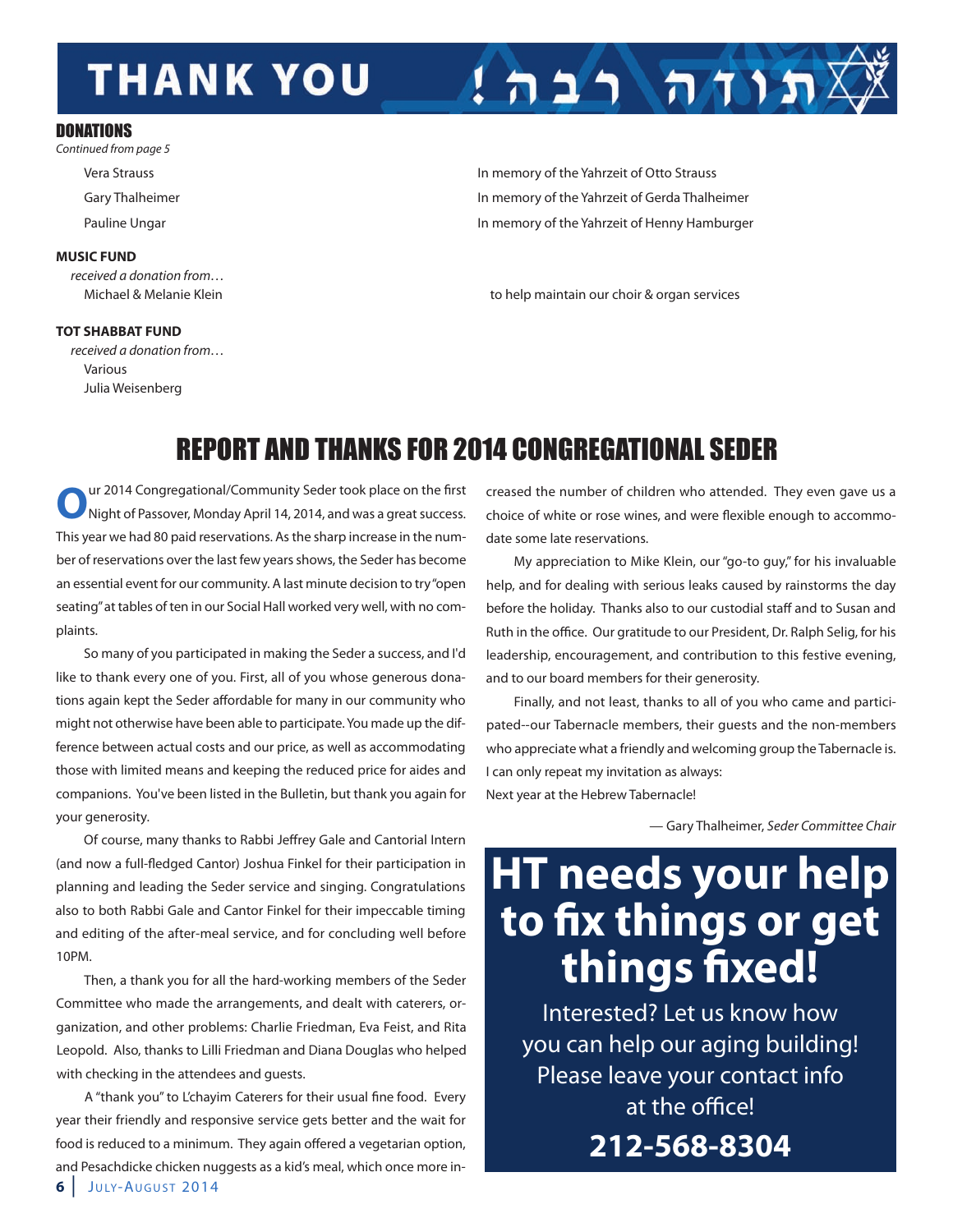# THANK YOU !תודה רבה

## DONATIONS

*Continued from page 5*

| | |
|---|---|
| Vera Strauss | In memory of the Yahrzeit of Otto Strauss |
| Gary Thalheimer | In memory of the Yahrzeit of Gerda Thalheimer |
| Pauline Ungar | In memory of the Yahrzeit of Henny Hamburger |

**MUSIC FUND**

*received a donation from…*

| | |
|---|---|
| Michael & Melanie Klein | to help maintain our choir & organ services |

**TOT SHABBAT FUND**

*received a donation from…*

Various

Julia Weisenberg

## REPORT AND THANKS FOR 2014 CONGREGATIONAL SEDER

Our 2014 Congregational/Community Seder took place on the first Night of Passover, Monday April 14, 2014, and was a great success. This year we had 80 paid reservations. As the sharp increase in the number of reservations over the last few years shows, the Seder has become an essential event for our community. A last minute decision to try "open seating" at tables of ten in our Social Hall worked very well, with no complaints.

So many of you participated in making the Seder a success, and I'd like to thank every one of you. First, all of you whose generous donations again kept the Seder affordable for many in our community who might not otherwise have been able to participate. You made up the difference between actual costs and our price, as well as accommodating those with limited means and keeping the reduced price for aides and companions. You've been listed in the Bulletin, but thank you again for your generosity.

Of course, many thanks to Rabbi Jeffrey Gale and Cantorial Intern (and now a full-fledged Cantor) Joshua Finkel for their participation in planning and leading the Seder service and singing. Congratulations also to both Rabbi Gale and Cantor Finkel for their impeccable timing and editing of the after-meal service, and for concluding well before 10PM.

Then, a thank you for all the hard-working members of the Seder Committee who made the arrangements, and dealt with caterers, organization, and other problems: Charlie Friedman, Eva Feist, and Rita Leopold. Also, thanks to Lilli Friedman and Diana Douglas who helped with checking in the attendees and guests.

A "thank you" to L'chayim Caterers for their usual fine food. Every year their friendly and responsive service gets better and the wait for food is reduced to a minimum. They again offered a vegetarian option, and Pesachdicke chicken nuggests as a kid's meal, which once more increased the number of children who attended. They even gave us a choice of white or rose wines, and were flexible enough to accommodate some late reservations.

My appreciation to Mike Klein, our "go-to guy," for his invaluable help, and for dealing with serious leaks caused by rainstorms the day before the holiday. Thanks also to our custodial staff and to Susan and Ruth in the office. Our gratitude to our President, Dr. Ralph Selig, for his leadership, encouragement, and contribution to this festive evening, and to our board members for their generosity.

Finally, and not least, thanks to all of you who came and participated--our Tabernacle members, their guests and the non-members who appreciate what a friendly and welcoming group the Tabernacle is. I can only repeat my invitation as always:

Next year at the Hebrew Tabernacle!

— Gary Thalheimer, *Seder Committee Chair*

# HT needs your help to fix things or get things fixed!

Interested? Let us know how you can help our aging building! Please leave your contact info at the office!

**212-568-8304**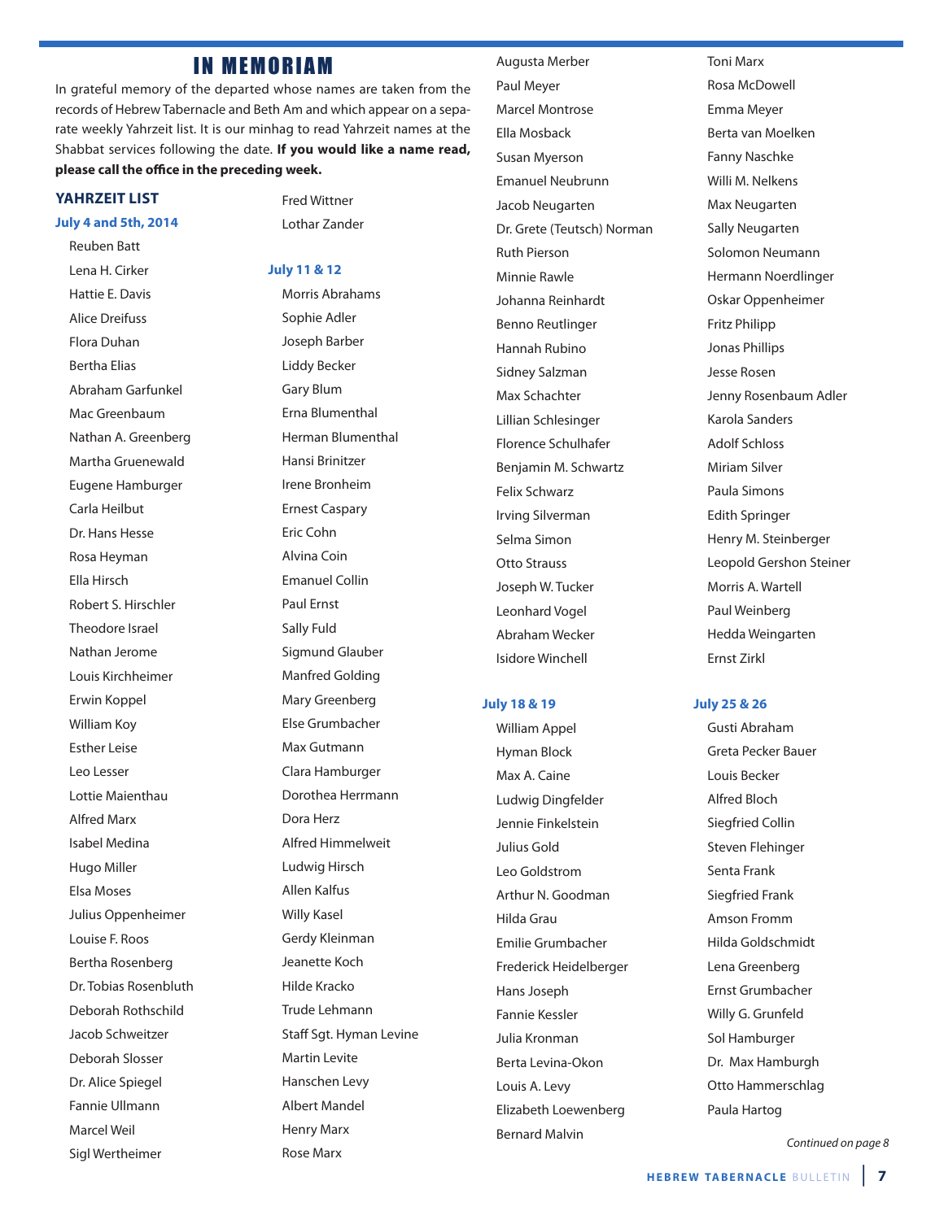# IN MEMORIAM

In grateful memory of the departed whose names are taken from the records of Hebrew Tabernacle and Beth Am and which appear on a separate weekly Yahrzeit list. It is our minhag to read Yahrzeit names at the Shabbat services following the date. **If you would like a name read, please call the office in the preceding week.**

## YAHRZEIT LIST

### July 4 and 5th, 2014

Reuben Batt
Lena H. Cirker
Hattie E. Davis
Alice Dreifuss
Flora Duhan
Bertha Elias
Abraham Garfunkel
Mac Greenbaum
Nathan A. Greenberg
Martha Gruenewald
Eugene Hamburger
Carla Heilbut
Dr. Hans Hesse
Rosa Heyman
Ella Hirsch
Robert S. Hirschler
Theodore Israel
Nathan Jerome
Louis Kirchheimer
Erwin Koppel
William Koy
Esther Leise
Leo Lesser
Lottie Maienthau
Alfred Marx
Isabel Medina
Hugo Miller
Elsa Moses
Julius Oppenheimer
Louise F. Roos
Bertha Rosenberg
Dr. Tobias Rosenbluth
Deborah Rothschild
Jacob Schweitzer
Deborah Slosser
Dr. Alice Spiegel
Fannie Ullmann
Marcel Weil
Sigl Wertheimer
Fred Wittner
Lothar Zander

### July 11 & 12

Morris Abrahams
Sophie Adler
Joseph Barber
Liddy Becker
Gary Blum
Erna Blumenthal
Herman Blumenthal
Hansi Brinitzer
Irene Bronheim
Ernest Caspary
Eric Cohn
Alvina Coin
Emanuel Collin
Paul Ernst
Sally Fuld
Sigmund Glauber
Manfred Golding
Mary Greenberg
Else Grumbacher
Max Gutmann
Clara Hamburger
Dorothea Herrmann
Dora Herz
Alfred Himmelweit
Ludwig Hirsch
Allen Kalfus
Willy Kasel
Gerdy Kleinman
Jeanette Koch
Hilde Kracko
Trude Lehmann
Staff Sgt. Hyman Levine
Martin Levite
Hanschen Levy
Albert Mandel
Henry Marx
Rose Marx
Augusta Merber
Paul Meyer
Marcel Montrose
Ella Mosback
Susan Myerson
Emanuel Neubrunn
Jacob Neugarten
Dr. Grete (Teutsch) Norman
Ruth Pierson
Minnie Rawle
Johanna Reinhardt
Benno Reutlinger
Hannah Rubino
Sidney Salzman
Max Schachter
Lillian Schlesinger
Florence Schulhafer
Benjamin M. Schwartz
Felix Schwarz
Irving Silverman
Selma Simon
Otto Strauss
Joseph W. Tucker
Leonhard Vogel
Abraham Wecker
Isidore Winchell
Toni Marx
Rosa McDowell
Emma Meyer
Berta van Moelken
Fanny Naschke
Willi M. Nelkens
Max Neugarten
Sally Neugarten
Solomon Neumann
Hermann Noerdlinger
Oskar Oppenheimer
Fritz Philipp
Jonas Phillips
Jesse Rosen
Jenny Rosenbaum Adler
Karola Sanders
Adolf Schloss
Miriam Silver
Paula Simons
Edith Springer
Henry M. Steinberger
Leopold Gershon Steiner
Morris A. Wartell
Paul Weinberg
Hedda Weingarten
Ernst Zirkl

### July 18 & 19

William Appel
Hyman Block
Max A. Caine
Ludwig Dingfelder
Jennie Finkelstein
Julius Gold
Leo Goldstrom
Arthur N. Goodman
Hilda Grau
Emilie Grumbacher
Frederick Heidelberger
Hans Joseph
Fannie Kessler
Julia Kronman
Berta Levina-Okon
Louis A. Levy
Elizabeth Loewenberg
Bernard Malvin

### July 25 & 26

Gusti Abraham
Greta Pecker Bauer
Louis Becker
Alfred Bloch
Siegfried Collin
Steven Flehinger
Senta Frank
Siegfried Frank
Amson Fromm
Hilda Goldschmidt
Lena Greenberg
Ernst Grumbacher
Willy G. Grunfeld
Sol Hamburger
Dr. Max Hamburgh
Otto Hammerschlag
Paula Hartog

*Continued on page 8*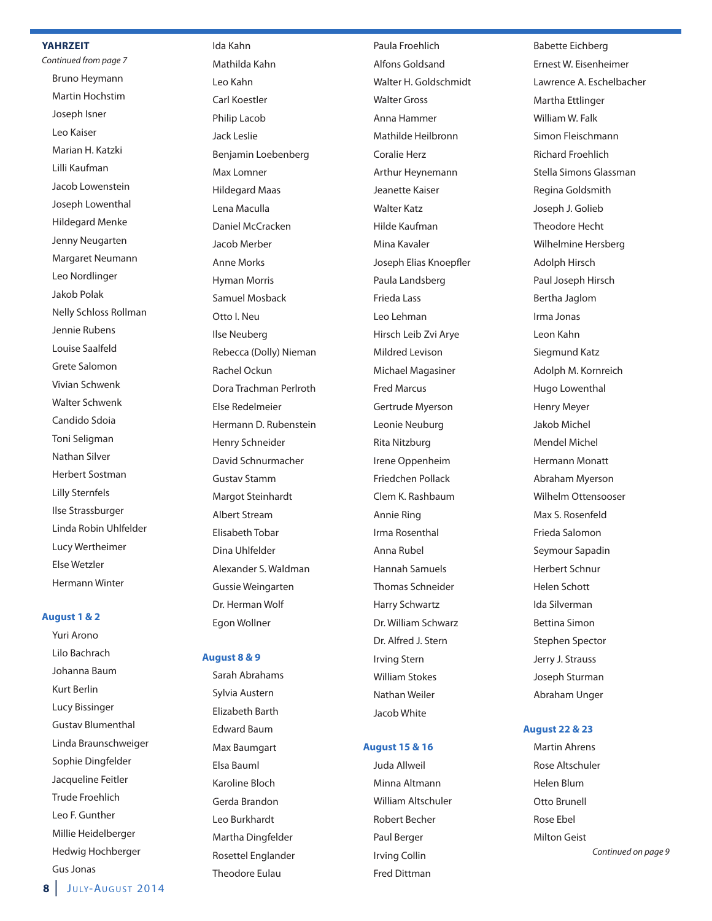## YAHRZEIT

*Continued from page 7*

Bruno Heymann
Martin Hochstim
Joseph Isner
Leo Kaiser
Marian H. Katzki
Lilli Kaufman
Jacob Lowenstein
Joseph Lowenthal
Hildegard Menke
Jenny Neugarten
Margaret Neumann
Leo Nordlinger
Jakob Polak
Nelly Schloss Rollman
Jennie Rubens
Louise Saalfeld
Grete Salomon
Vivian Schwenk
Walter Schwenk
Candido Sdoia
Toni Seligman
Nathan Silver
Herbert Sostman
Lilly Sternfels
Ilse Strassburger
Linda Robin Uhlfelder
Lucy Wertheimer
Else Wetzler
Hermann Winter

### August 1 & 2

Yuri Arono
Lilo Bachrach
Johanna Baum
Kurt Berlin
Lucy Bissinger
Gustav Blumenthal
Linda Braunschweiger
Sophie Dingfelder
Jacqueline Feitler
Trude Froehlich
Leo F. Gunther
Millie Heidelberger
Hedwig Hochberger
Gus Jonas
Ida Kahn
Mathilda Kahn
Leo Kahn
Carl Koestler
Philip Lacob
Jack Leslie
Benjamin Loebenberg
Max Lomner
Hildegard Maas
Lena Maculla
Daniel McCracken
Jacob Merber
Anne Morks
Hyman Morris
Samuel Mosback
Otto I. Neu
Ilse Neuberg
Rebecca (Dolly) Nieman
Rachel Ockun
Dora Trachman Perlroth
Else Redelmeier
Hermann D. Rubenstein
Henry Schneider
David Schnurmacher
Gustav Stamm
Margot Steinhardt
Albert Stream
Elisabeth Tobar
Dina Uhlfelder
Alexander S. Waldman
Gussie Weingarten
Dr. Herman Wolf
Egon Wollner

### August 8 & 9

Sarah Abrahams
Sylvia Austern
Elizabeth Barth
Edward Baum
Max Baumgart
Elsa Bauml
Karoline Bloch
Gerda Brandon
Leo Burkhardt
Martha Dingfelder
Rosettel Englander
Theodore Eulau
Paula Froehlich
Alfons Goldsand
Walter H. Goldschmidt
Walter Gross
Anna Hammer
Mathilde Heilbronn
Coralie Herz
Arthur Heynemann
Jeanette Kaiser
Walter Katz
Hilde Kaufman
Mina Kavaler
Joseph Elias Knoepfler
Paula Landsberg
Frieda Lass
Leo Lehman
Hirsch Leib Zvi Arye
Mildred Levison
Michael Magasiner
Fred Marcus
Gertrude Myerson
Leonie Neuburg
Rita Nitzburg
Irene Oppenheim
Friedchen Pollack
Clem K. Rashbaum
Annie Ring
Irma Rosenthal
Anna Rubel
Hannah Samuels
Thomas Schneider
Harry Schwartz
Dr. William Schwarz
Dr. Alfred J. Stern
Irving Stern
William Stokes
Nathan Weiler
Jacob White

### August 15 & 16

Juda Allweil
Minna Altmann
William Altschuler
Robert Becher
Paul Berger
Irving Collin
Fred Dittman
Babette Eichberg
Ernest W. Eisenheimer
Lawrence A. Eschelbacher
Martha Ettlinger
William W. Falk
Simon Fleischmann
Richard Froehlich
Stella Simons Glassman
Regina Goldsmith
Joseph J. Golieb
Theodore Hecht
Wilhelmine Hersberg
Adolph Hirsch
Paul Joseph Hirsch
Bertha Jaglom
Irma Jonas
Leon Kahn
Siegmund Katz
Adolph M. Kornreich
Hugo Lowenthal
Henry Meyer
Jakob Michel
Mendel Michel
Hermann Monatt
Abraham Myerson
Wilhelm Ottensooser
Max S. Rosenfeld
Frieda Salomon
Seymour Sapadin
Herbert Schnur
Helen Schott
Ida Silverman
Bettina Simon
Stephen Spector
Jerry J. Strauss
Joseph Sturman
Abraham Unger

### August 22 & 23

Martin Ahrens
Rose Altschuler
Helen Blum
Otto Brunell
Rose Ebel
Milton Geist

*Continued on page 9*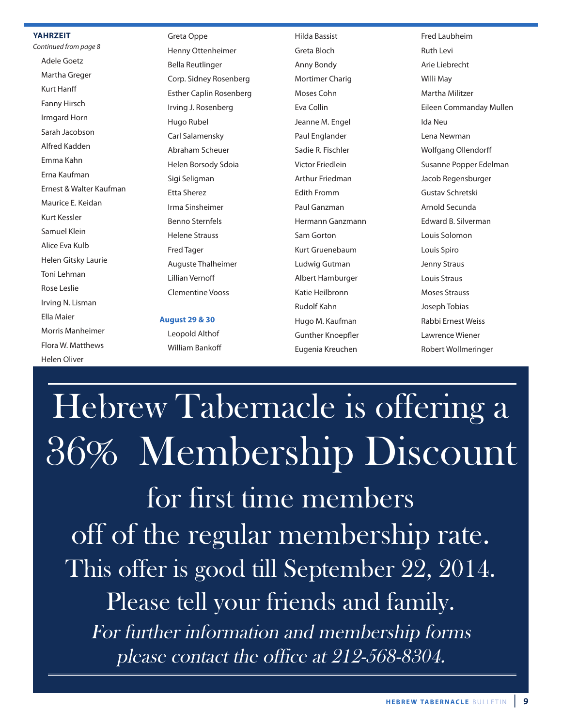## YAHRZEIT

*Continued from page 8*

Adele Goetz
Martha Greger
Kurt Hanff
Fanny Hirsch
Irmgard Horn
Sarah Jacobson
Alfred Kadden
Emma Kahn
Erna Kaufman
Ernest & Walter Kaufman
Maurice E. Keidan
Kurt Kessler
Samuel Klein
Alice Eva Kulb
Helen Gitsky Laurie
Toni Lehman
Rose Leslie
Irving N. Lisman
Ella Maier
Morris Manheimer
Flora W. Matthews
Helen Oliver
Greta Oppe
Henny Ottenheimer
Bella Reutlinger
Corp. Sidney Rosenberg
Esther Caplin Rosenberg
Irving J. Rosenberg
Hugo Rubel
Carl Salamensky
Abraham Scheuer
Helen Borsody Sdoia
Sigi Seligman
Etta Sherez
Irma Sinsheimer
Benno Sternfels
Helene Strauss
Fred Tager
Auguste Thalheimer
Lillian Vernoff
Clementine Vooss

**August 29 & 30**

Leopold Althof
William Bankoff
Hilda Bassist
Greta Bloch
Anny Bondy
Mortimer Charig
Moses Cohn
Eva Collin
Jeanne M. Engel
Paul Englander
Sadie R. Fischler
Victor Friedlein
Arthur Friedman
Edith Fromm
Paul Ganzman
Hermann Ganzmann
Sam Gorton
Kurt Gruenebaum
Ludwig Gutman
Albert Hamburger
Katie Heilbronn
Rudolf Kahn
Hugo M. Kaufman
Gunther Knoepfler
Eugenia Kreuchen
Fred Laubheim
Ruth Levi
Arie Liebrecht
Willi May
Martha Militzer
Eileen Commanday Mullen
Ida Neu
Lena Newman
Wolfgang Ollendorff
Susanne Popper Edelman
Jacob Regensburger
Gustav Schretski
Arnold Secunda
Edward B. Silverman
Louis Solomon
Louis Spiro
Jenny Straus
Louis Straus
Moses Strauss
Joseph Tobias
Rabbi Ernest Weiss
Lawrence Wiener
Robert Wollmeringer

---

# Hebrew Tabernacle is offering a 36% Membership Discount

for first time members
off of the regular membership rate.
This offer is good till September 22, 2014.
Please tell your friends and family.

*For further information and membership forms please contact the office at 212-568-8304.*

---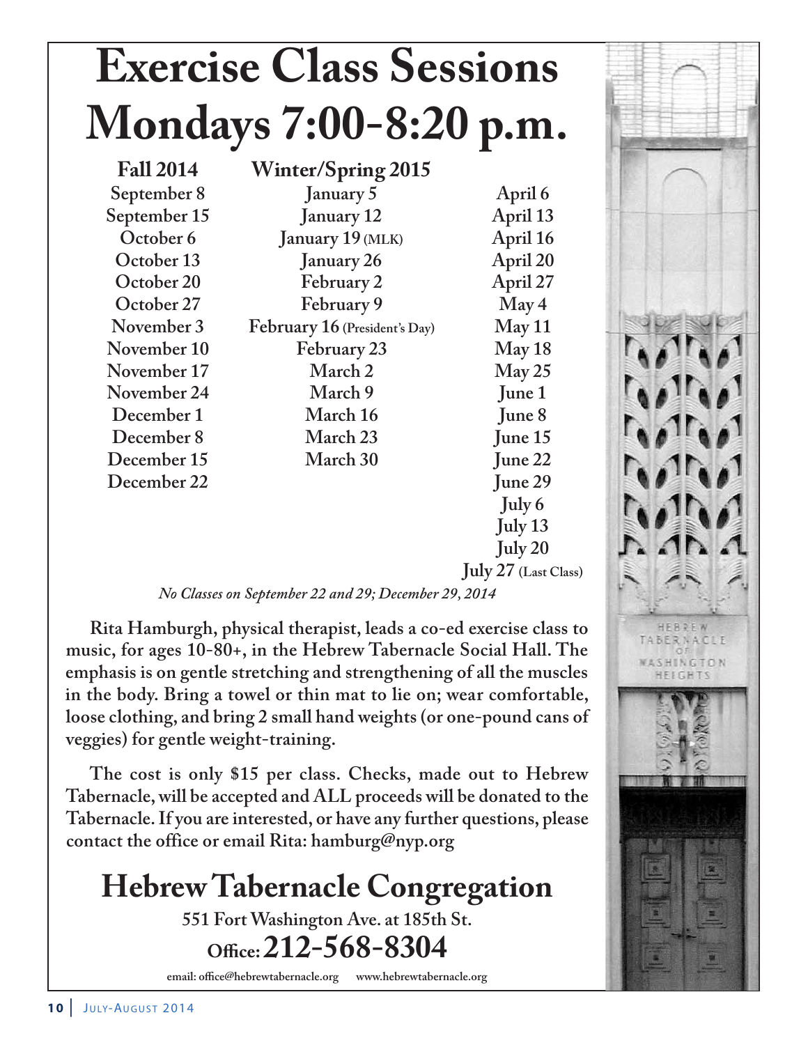# Exercise Class Sessions
# Mondays 7:00-8:20 p.m.

| Fall 2014 | Winter/Spring 2015 | |
|---|---|---|
| September 8 | January 5 | April 6 |
| September 15 | January 12 | April 13 |
| October 6 | January 19 (MLK) | April 16 |
| October 13 | January 26 | April 20 |
| October 20 | February 2 | April 27 |
| October 27 | February 9 | May 4 |
| November 3 | February 16 (President's Day) | May 11 |
| November 10 | February 23 | May 18 |
| November 17 | March 2 | May 25 |
| November 24 | March 9 | June 1 |
| December 1 | March 16 | June 8 |
| December 8 | March 23 | June 15 |
| December 15 | March 30 | June 22 |
| December 22 | | June 29 |
| | | July 6 |
| | | July 13 |
| | | July 20 |
| | | July 27 (Last Class) |

*No Classes on September 22 and 29; December 29, 2014*

**Rita Hamburgh, physical therapist, leads a co-ed exercise class to music, for ages 10-80+, in the Hebrew Tabernacle Social Hall. The emphasis is on gentle stretching and strengthening of all the muscles in the body. Bring a towel or thin mat to lie on; wear comfortable, loose clothing, and bring 2 small hand weights (or one-pound cans of veggies) for gentle weight-training.**

**The cost is only $15 per class. Checks, made out to Hebrew Tabernacle, will be accepted and ALL proceeds will be donated to the Tabernacle. If you are interested, or have any further questions, please contact the office or email Rita: hamburg@nyp.org**

## Hebrew Tabernacle Congregation

**551 Fort Washington Ave. at 185th St.**

**Office: 212-568-8304**

email: office@hebrewtabernacle.org www.hebrewtabernacle.org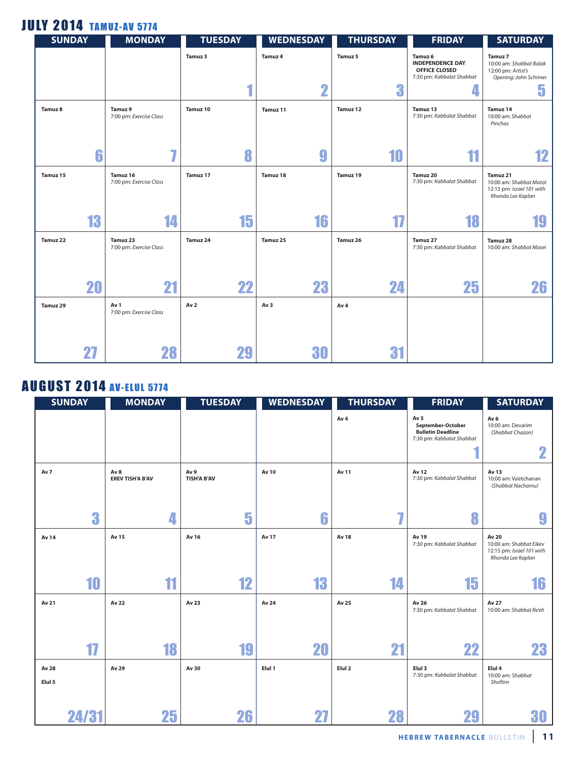# JULY 2014 TAMUZ-AV 5774

| SUNDAY | MONDAY | TUESDAY | WEDNESDAY | THURSDAY | FRIDAY | SATURDAY |
|---|---|---|---|---|---|---|
| | | Tamuz 3 **1** | Tamuz 4 **2** | Tamuz 5 **3** | Tamuz 6 **INDEPENDENCE DAY OFFICE CLOSED** 7:30 pm: *Kabbalat Shabbat* **4** | Tamuz 7 10:00 am: *Shabbat Balak* 12:00 pm: *Artist's Opening: John Schriner* **5** |
| Tamuz 8 **6** | Tamuz 9 7:00 pm: *Exercise Class* **7** | Tamuz 10 **8** | Tamuz 11 **9** | Tamuz 12 **10** | Tamuz 13 7:30 pm: *Kabbalat Shabbat* **11** | Tamuz 14 10:00 am: *Shabbat Pinchas* **12** |
| Tamuz 15 **13** | Tamuz 16 7:00 pm: *Exercise Class* **14** | Tamuz 17 **15** | Tamuz 18 **16** | Tamuz 19 **17** | Tamuz 20 7:30 pm: *Kabbalat Shabbat* **18** | Tamuz 21 10:00 am: *Shabbat Matot* 12:15 pm: *Israel 101 with Rhonda Lee Kaplan* **19** |
| Tamuz 22 **20** | Tamuz 23 7:00 pm: *Exercise Class* **21** | Tamuz 24 **22** | Tamuz 25 **23** | Tamuz 26 **24** | Tamuz 27 7:30 pm: *Kabbalat Shabbat* **25** | Tamuz 28 10:00 am: *Shabbat Masei* **26** |
| Tamuz 29 **27** | Av 1 7:00 pm: *Exercise Class* **28** | Av 2 **29** | Av 3 **30** | Av 4 **31** | | |

# AUGUST 2014 AV-ELUL 5774

| SUNDAY | MONDAY | TUESDAY | WEDNESDAY | THURSDAY | FRIDAY | SATURDAY |
|---|---|---|---|---|---|---|
| | | | | Av 4 | Av 5 **September-October Bulletin Deadline** 7:30 pm: *Kabbalat Shabbat* **1** | Av 6 10:00 am: Devarim (*Shabbat Chazon*) **2** |
| Av 7 **3** | Av 8 **EREV TISH'A B'AV** **4** | Av 9 **TISH'A B'AV** **5** | Av 10 **6** | Av 11 **7** | Av 12 7:30 pm: *Kabbalat Shabbat* **8** | Av 13 10:00 am: Va'etchanan (*Shabbat Nachamu*) **9** |
| Av 14 **10** | Av 15 **11** | Av 16 **12** | Av 17 **13** | Av 18 **14** | Av 19 7:30 pm: *Kabbalat Shabbat* **15** | Av 20 10:00 am: *Shabbat Eikev* 12:15 pm: *Israel 101 with Rhonda Lee Kaplan* **16** |
| Av 21 **17** | Av 22 **18** | Av 23 **19** | Av 24 **20** | Av 25 **21** | Av 26 7:30 pm: *Kabbalat Shabbat* **22** | Av 27 10:00 am: *Shabbat Re'eh* **23** |
| Av 28 / Elul 5 **24/31** | Av 29 **25** | Av 30 **26** | Elul 1 **27** | Elul 2 **28** | Elul 3 7:30 pm: *Kabbalat Shabbat* **29** | Elul 4 10:00 am: *Shabbat Shoftim* **30** |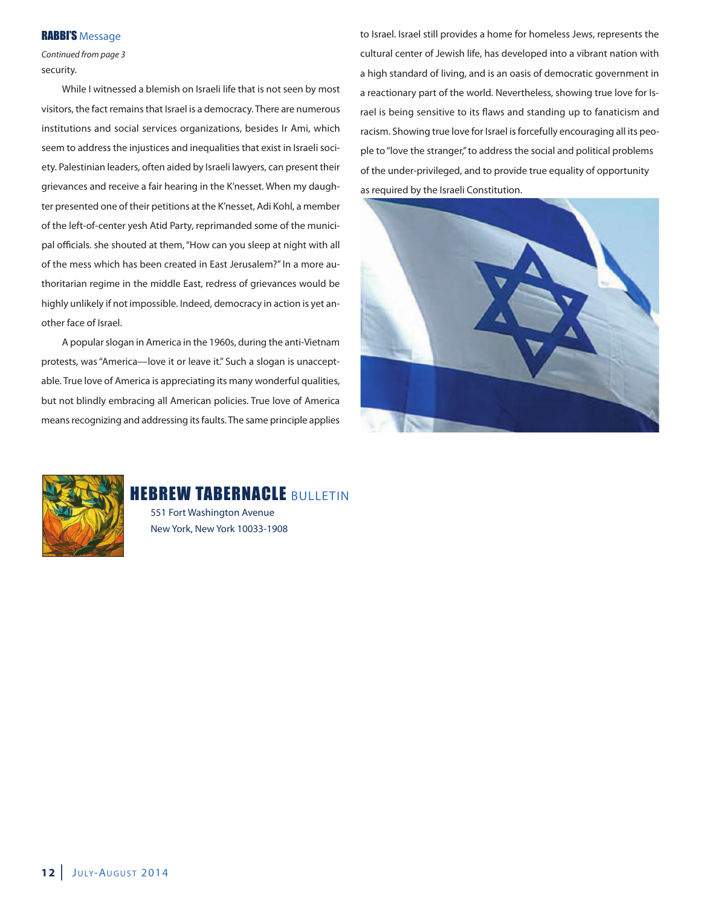**RABBI'S** Message

*Continued from page 3*

security.

While I witnessed a blemish on Israeli life that is not seen by most visitors, the fact remains that Israel is a democracy. There are numerous institutions and social services organizations, besides Ir Ami, which seem to address the injustices and inequalities that exist in Israeli society. Palestinian leaders, often aided by Israeli lawyers, can present their grievances and receive a fair hearing in the K'nesset. When my daughter presented one of their petitions at the K'nesset, Adi Kohl, a member of the left-of-center yesh Atid Party, reprimanded some of the municipal officials. she shouted at them, "How can you sleep at night with all of the mess which has been created in East Jerusalem?" In a more authoritarian regime in the middle East, redress of grievances would be highly unlikely if not impossible. Indeed, democracy in action is yet another face of Israel.

A popular slogan in America in the 1960s, during the anti-Vietnam protests, was "America—love it or leave it." Such a slogan is unacceptable. True love of America is appreciating its many wonderful qualities, but not blindly embracing all American policies. True love of America means recognizing and addressing its faults. The same principle applies to Israel. Israel still provides a home for homeless Jews, represents the cultural center of Jewish life, has developed into a vibrant nation with a high standard of living, and is an oasis of democratic government in a reactionary part of the world. Nevertheless, showing true love for Israel is being sensitive to its flaws and standing up to fanaticism and racism. Showing true love for Israel is forcefully encouraging all its people to "love the stranger," to address the social and political problems of the under-privileged, and to provide true equality of opportunity as required by the Israeli Constitution.

**HEBREW TABERNACLE** BULLETIN

551 Fort Washington Avenue

New York, New York 10033-1908